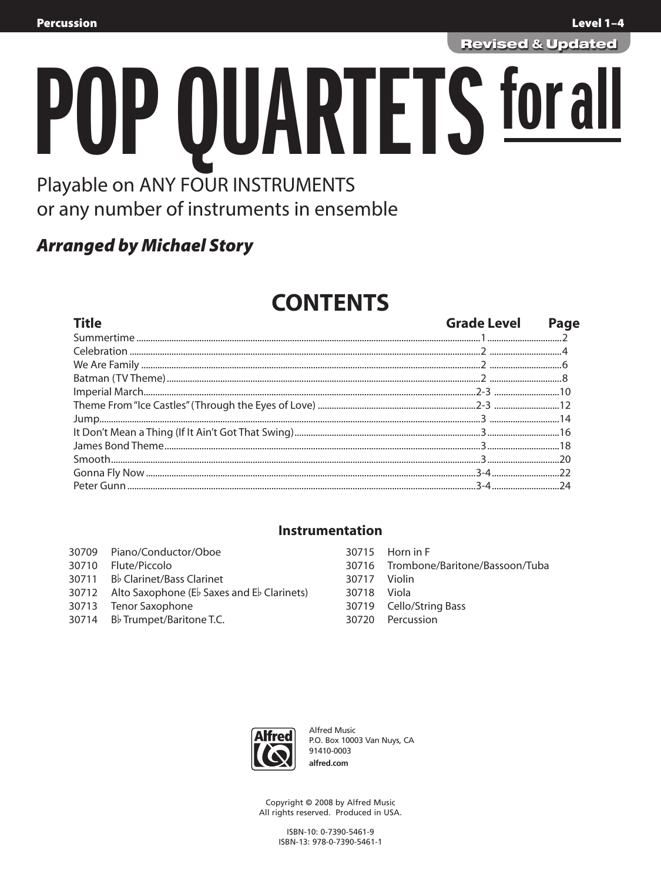Percussion | Level 1–4

Revised & Updated

# POP QUARTETS for all

Playable on ANY FOUR INSTRUMENTS
or any number of instruments in ensemble

***Arranged by Michael Story***

## CONTENTS

| Title | Grade Level | Page |
|---|---|---|
| Summertime | 1 | 2 |
| Celebration | 2 | 4 |
| We Are Family | 2 | 6 |
| Batman (TV Theme) | 2 | 8 |
| Imperial March | 2-3 | 10 |
| Theme From "Ice Castles" (Through the Eyes of Love) | 2-3 | 12 |
| Jump | 3 | 14 |
| It Don't Mean a Thing (If It Ain't Got That Swing) | 3 | 16 |
| James Bond Theme | 3 | 18 |
| Smooth | 3 | 20 |
| Gonna Fly Now | 3-4 | 22 |
| Peter Gunn | 3-4 | 24 |

### Instrumentation

30709 Piano/Conductor/Oboe
30710 Flute/Piccolo
30711 B♭ Clarinet/Bass Clarinet
30712 Alto Saxophone (E♭ Saxes and E♭ Clarinets)
30713 Tenor Saxophone
30714 B♭ Trumpet/Baritone T.C.
30715 Horn in F
30716 Trombone/Baritone/Bassoon/Tuba
30717 Violin
30718 Viola
30719 Cello/String Bass
30720 Percussion

Alfred Music
P.O. Box 10003 Van Nuys, CA
91410-0003
**alfred.com**

Copyright © 2008 by Alfred Music
All rights reserved. Produced in USA.

ISBN-10: 0-7390-5461-9
ISBN-13: 978-0-7390-5461-1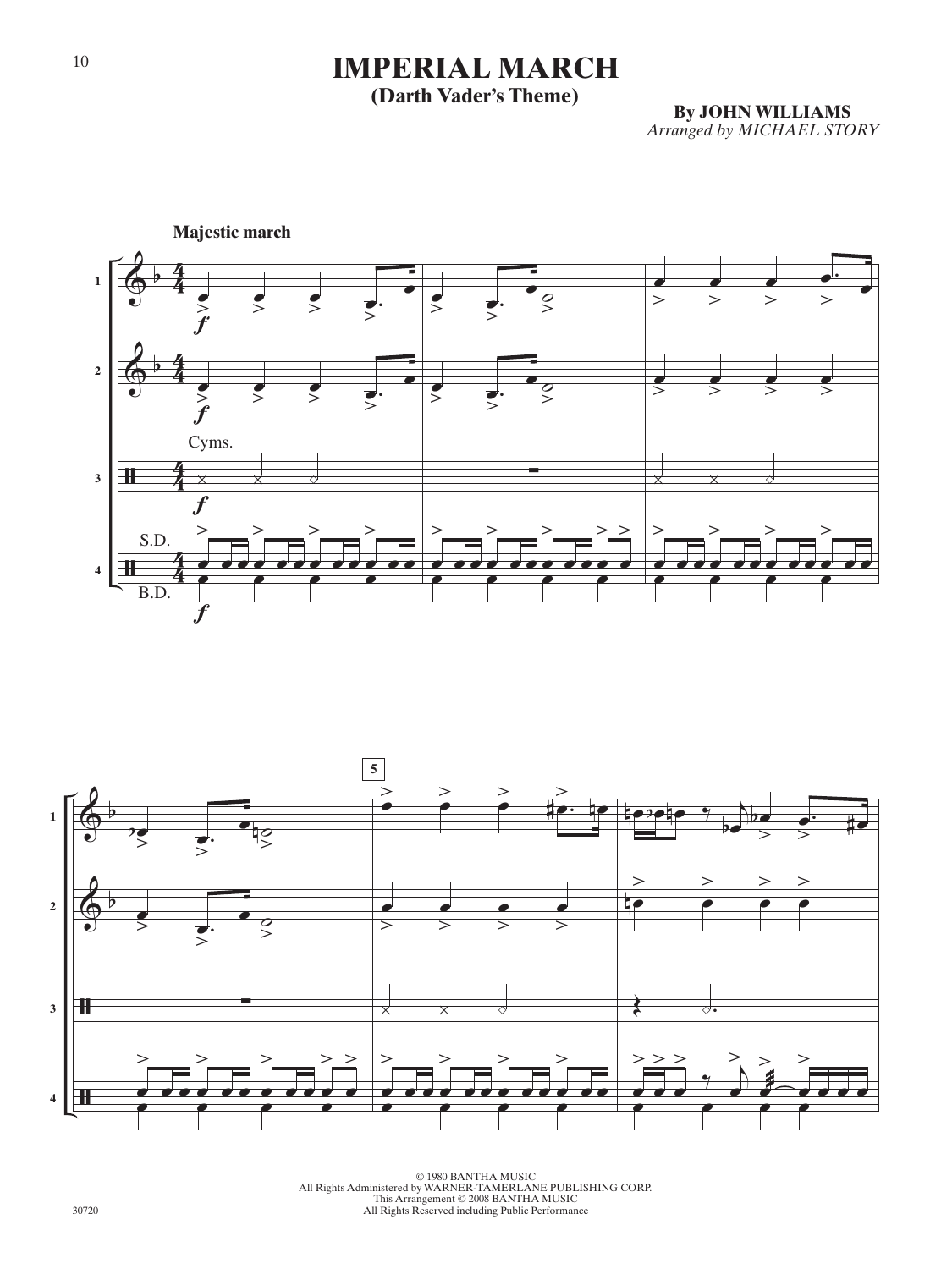# IMPERIAL MARCH

## (Darth Vader's Theme)

**By JOHN WILLIAMS**
*Arranged by MICHAEL STORY*

**Majestic march**

© 1980 BANTHA MUSIC
All Rights Administered by WARNER-TAMERLANE PUBLISHING CORP.
This Arrangement © 2008 BANTHA MUSIC
All Rights Reserved including Public Performance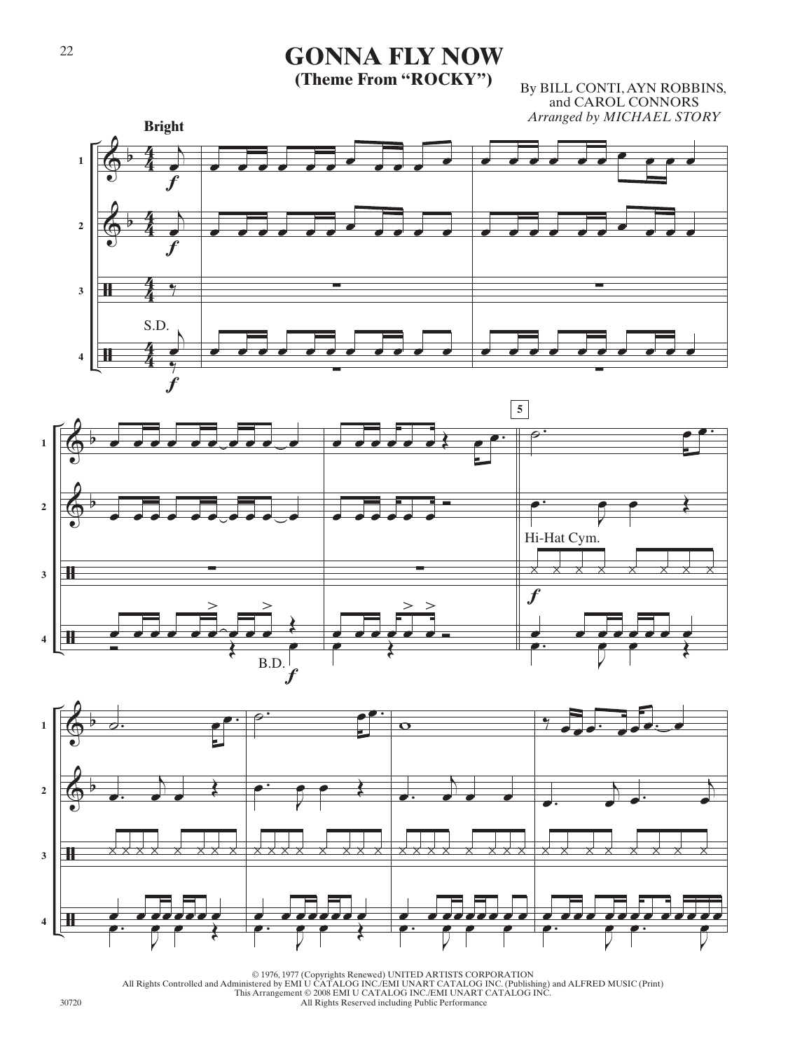# GONNA FLY NOW

## (Theme From "ROCKY")

By BILL CONTI, AYN ROBBINS, and CAROL CONNORS

*Arranged by MICHAEL STORY*

© 1976, 1977 (Copyrights Renewed) UNITED ARTISTS CORPORATION
All Rights Controlled and Administered by EMI U CATALOG INC./EMI UNART CATALOG INC. (Publishing) and ALFRED MUSIC (Print)
This Arrangement © 2008 EMI U CATALOG INC./EMI UNART CATALOG INC.
All Rights Reserved including Public Performance